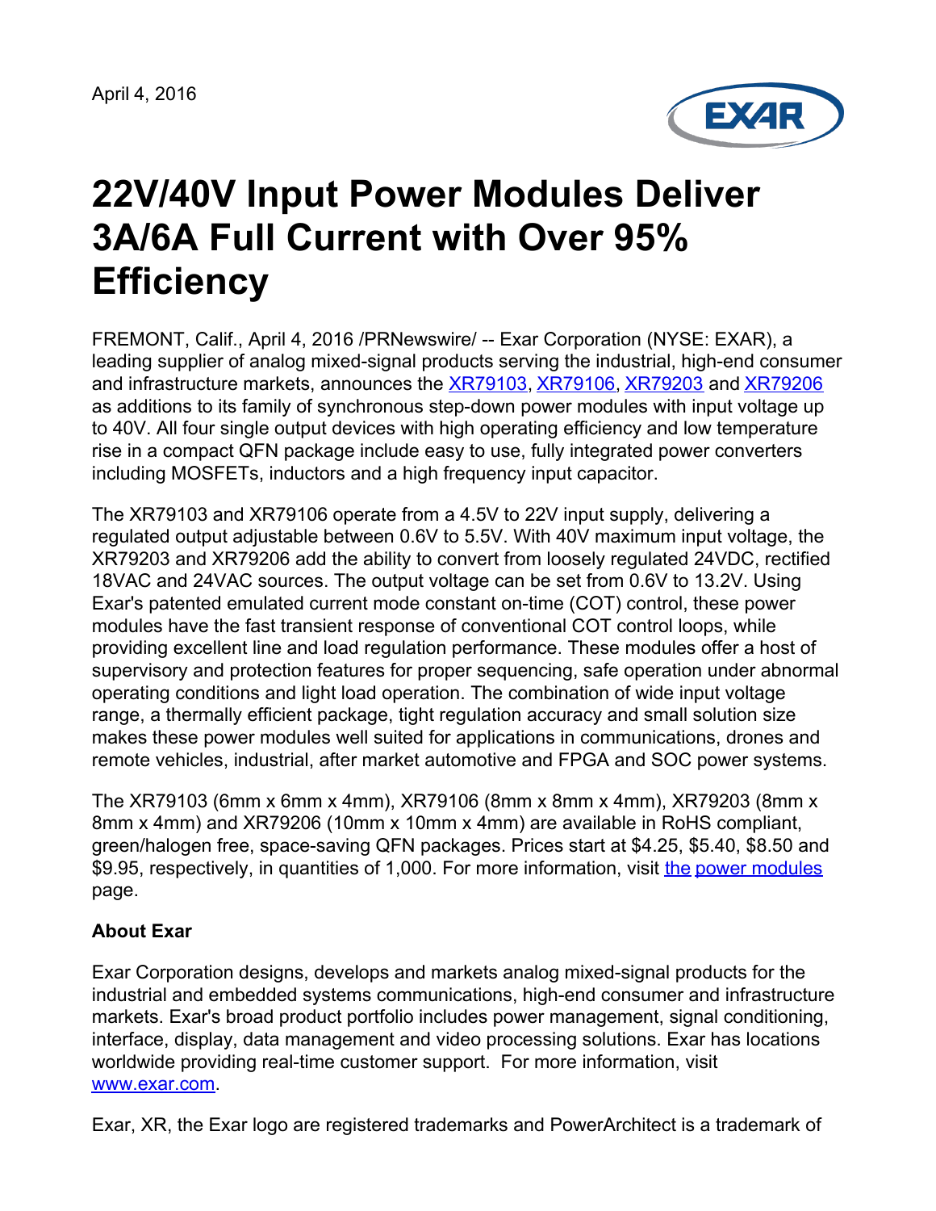April 4, 2016

# 22V/40V Input Power Modules Deliver 3A/6A Full Current with Over 95% Efficiency

FREMONT, Calif., April 4, 2016 /PRNewswire/ -- Exar Corporation (NYSE: EXAR), a leading supplier of analog mixed-signal products serving the industrial, high-end consumer and infrastructure markets, announces the XR79103, XR79106, XR79203 and XR79206 as additions to its family of synchronous step-down power modules with input voltage up to 40V. All four single output devices with high operating efficiency and low temperature rise in a compact QFN package include easy to use, fully integrated power converters including MOSFETs, inductors and a high frequency input capacitor.

The XR79103 and XR79106 operate from a 4.5V to 22V input supply, delivering a regulated output adjustable between 0.6V to 5.5V. With 40V maximum input voltage, the XR79203 and XR79206 add the ability to convert from loosely regulated 24VDC, rectified 18VAC and 24VAC sources. The output voltage can be set from 0.6V to 13.2V. Using Exar's patented emulated current mode constant on-time (COT) control, these power modules have the fast transient response of conventional COT control loops, while providing excellent line and load regulation performance. These modules offer a host of supervisory and protection features for proper sequencing, safe operation under abnormal operating conditions and light load operation. The combination of wide input voltage range, a thermally efficient package, tight regulation accuracy and small solution size makes these power modules well suited for applications in communications, drones and remote vehicles, industrial, after market automotive and FPGA and SOC power systems.

The XR79103 (6mm x 6mm x 4mm), XR79106 (8mm x 8mm x 4mm), XR79203 (8mm x 8mm x 4mm) and XR79206 (10mm x 10mm x 4mm) are available in RoHS compliant, green/halogen free, space-saving QFN packages. Prices start at $4.25, $5.40, $8.50 and $9.95, respectively, in quantities of 1,000. For more information, visit the power modules page.

**About Exar**

Exar Corporation designs, develops and markets analog mixed-signal products for the industrial and embedded systems communications, high-end consumer and infrastructure markets. Exar's broad product portfolio includes power management, signal conditioning, interface, display, data management and video processing solutions. Exar has locations worldwide providing real-time customer support. For more information, visit www.exar.com.

Exar, XR, the Exar logo are registered trademarks and PowerArchitect is a trademark of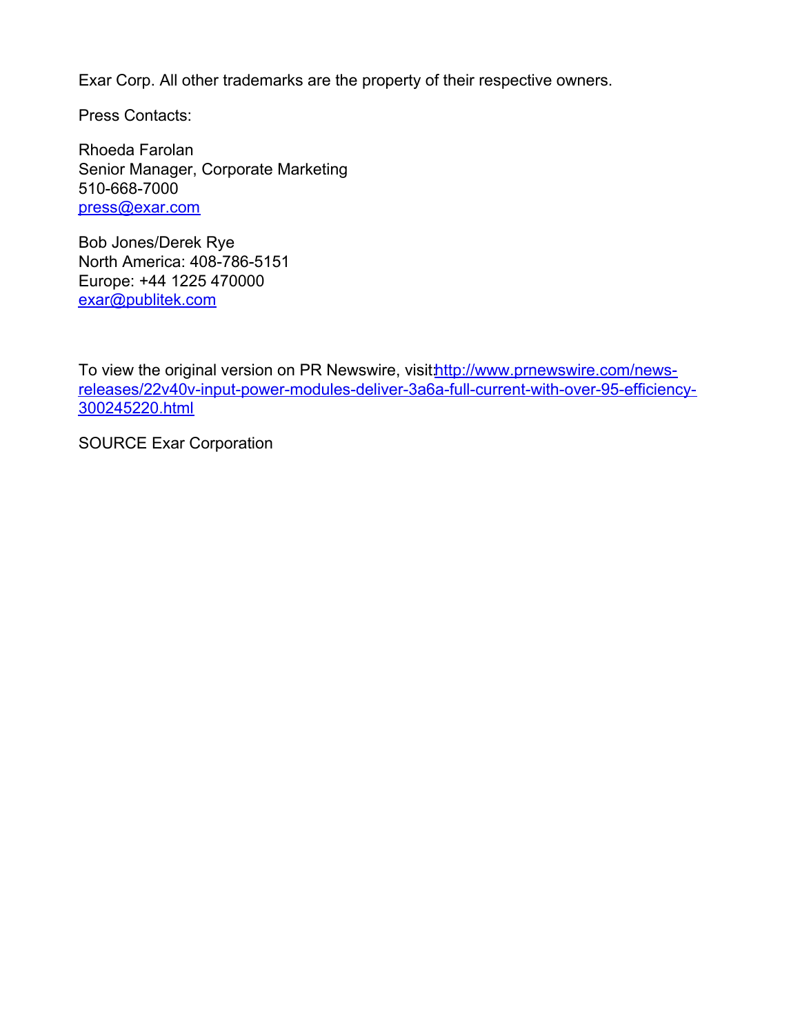Exar Corp. All other trademarks are the property of their respective owners.

Press Contacts:

Rhoeda Farolan
Senior Manager, Corporate Marketing
510-668-7000
press@exar.com

Bob Jones/Derek Rye
North America: 408-786-5151
Europe: +44 1225 470000
exar@publitek.com

To view the original version on PR Newswire, visit:http://www.prnewswire.com/news-releases/22v40v-input-power-modules-deliver-3a6a-full-current-with-over-95-efficiency-300245220.html

SOURCE Exar Corporation